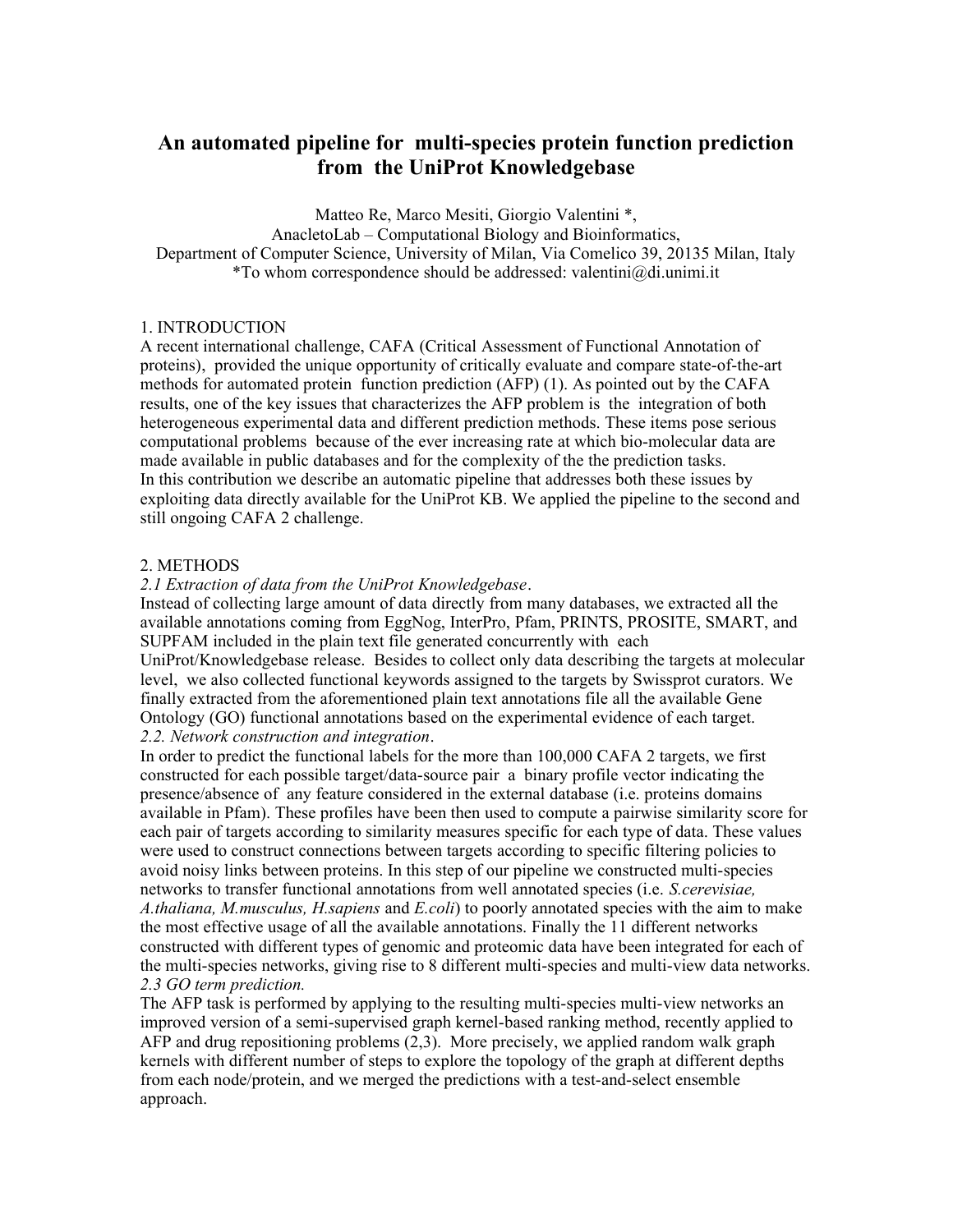# An automated pipeline for multi-species protein function prediction from the UniProt Knowledgebase

Matteo Re, Marco Mesiti, Giorgio Valentini *,
AnacletoLab – Computational Biology and Bioinformatics,
Department of Computer Science, University of Milan, Via Comelico 39, 20135 Milan, Italy
*To whom correspondence should be addressed: valentini@di.unimi.it

## 1. INTRODUCTION

A recent international challenge, CAFA (Critical Assessment of Functional Annotation of proteins), provided the unique opportunity of critically evaluate and compare state-of-the-art methods for automated protein function prediction (AFP) (1). As pointed out by the CAFA results, one of the key issues that characterizes the AFP problem is the integration of both heterogeneous experimental data and different prediction methods. These items pose serious computational problems because of the ever increasing rate at which bio-molecular data are made available in public databases and for the complexity of the the prediction tasks.
In this contribution we describe an automatic pipeline that addresses both these issues by exploiting data directly available for the UniProt KB. We applied the pipeline to the second and still ongoing CAFA 2 challenge.

## 2. METHODS

### *2.1 Extraction of data from the UniProt Knowledgebase*.

Instead of collecting large amount of data directly from many databases, we extracted all the available annotations coming from EggNog, InterPro, Pfam, PRINTS, PROSITE, SMART, and SUPFAM included in the plain text file generated concurrently with each UniProt/Knowledgebase release. Besides to collect only data describing the targets at molecular level, we also collected functional keywords assigned to the targets by Swissprot curators. We finally extracted from the aforementioned plain text annotations file all the available Gene Ontology (GO) functional annotations based on the experimental evidence of each target.

### *2.2. Network construction and integration*.

In order to predict the functional labels for the more than 100,000 CAFA 2 targets, we first constructed for each possible target/data-source pair a binary profile vector indicating the presence/absence of any feature considered in the external database (i.e. proteins domains available in Pfam). These profiles have been then used to compute a pairwise similarity score for each pair of targets according to similarity measures specific for each type of data. These values were used to construct connections between targets according to specific filtering policies to avoid noisy links between proteins. In this step of our pipeline we constructed multi-species networks to transfer functional annotations from well annotated species (i.e. *S.cerevisiae, A.thaliana, M.musculus, H.sapiens* and *E.coli*) to poorly annotated species with the aim to make the most effective usage of all the available annotations. Finally the 11 different networks constructed with different types of genomic and proteomic data have been integrated for each of the multi-species networks, giving rise to 8 different multi-species and multi-view data networks.

### *2.3 GO term prediction.*

The AFP task is performed by applying to the resulting multi-species multi-view networks an improved version of a semi-supervised graph kernel-based ranking method, recently applied to AFP and drug repositioning problems (2,3). More precisely, we applied random walk graph kernels with different number of steps to explore the topology of the graph at different depths from each node/protein, and we merged the predictions with a test-and-select ensemble approach.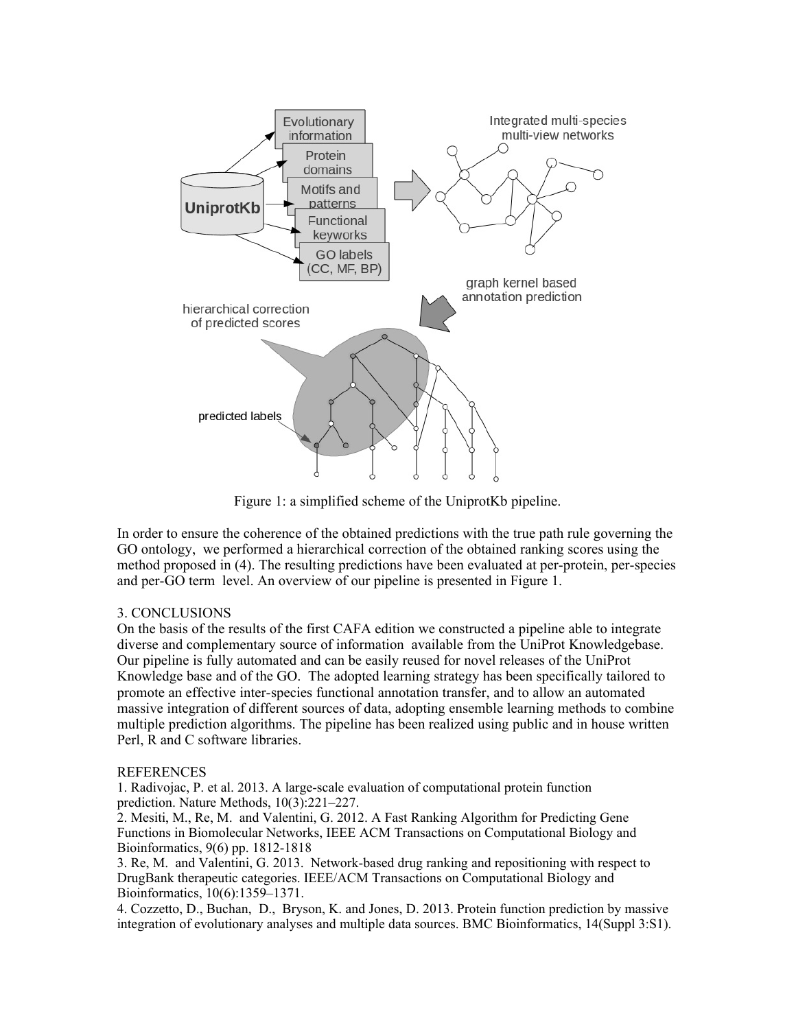Evolutionary information

Protein domains

Motifs and patterns

Functional keyworks

GO labels (CC, MF, BP)

UniprotKb

Integrated multi-species multi-view networks

graph kernel based annotation prediction

hierarchical correction of predicted scores

predicted labels

Figure 1: a simplified scheme of the UniprotKb pipeline.

In order to ensure the coherence of the obtained predictions with the true path rule governing the GO ontology, we performed a hierarchical correction of the obtained ranking scores using the method proposed in (4). The resulting predictions have been evaluated at per-protein, per-species and per-GO term level. An overview of our pipeline is presented in Figure 1.

## 3. CONCLUSIONS

On the basis of the results of the first CAFA edition we constructed a pipeline able to integrate diverse and complementary source of information available from the UniProt Knowledgebase. Our pipeline is fully automated and can be easily reused for novel releases of the UniProt Knowledge base and of the GO. The adopted learning strategy has been specifically tailored to promote an effective inter-species functional annotation transfer, and to allow an automated massive integration of different sources of data, adopting ensemble learning methods to combine multiple prediction algorithms. The pipeline has been realized using public and in house written Perl, R and C software libraries.

## REFERENCES

1. Radivojac, P. et al. 2013. A large-scale evaluation of computational protein function prediction. Nature Methods, 10(3):221–227.
2. Mesiti, M., Re, M. and Valentini, G. 2012. A Fast Ranking Algorithm for Predicting Gene Functions in Biomolecular Networks, IEEE ACM Transactions on Computational Biology and Bioinformatics, 9(6) pp. 1812-1818
3. Re, M. and Valentini, G. 2013. Network-based drug ranking and repositioning with respect to DrugBank therapeutic categories. IEEE/ACM Transactions on Computational Biology and Bioinformatics, 10(6):1359–1371.
4. Cozzetto, D., Buchan, D., Bryson, K. and Jones, D. 2013. Protein function prediction by massive integration of evolutionary analyses and multiple data sources. BMC Bioinformatics, 14(Suppl 3:S1).